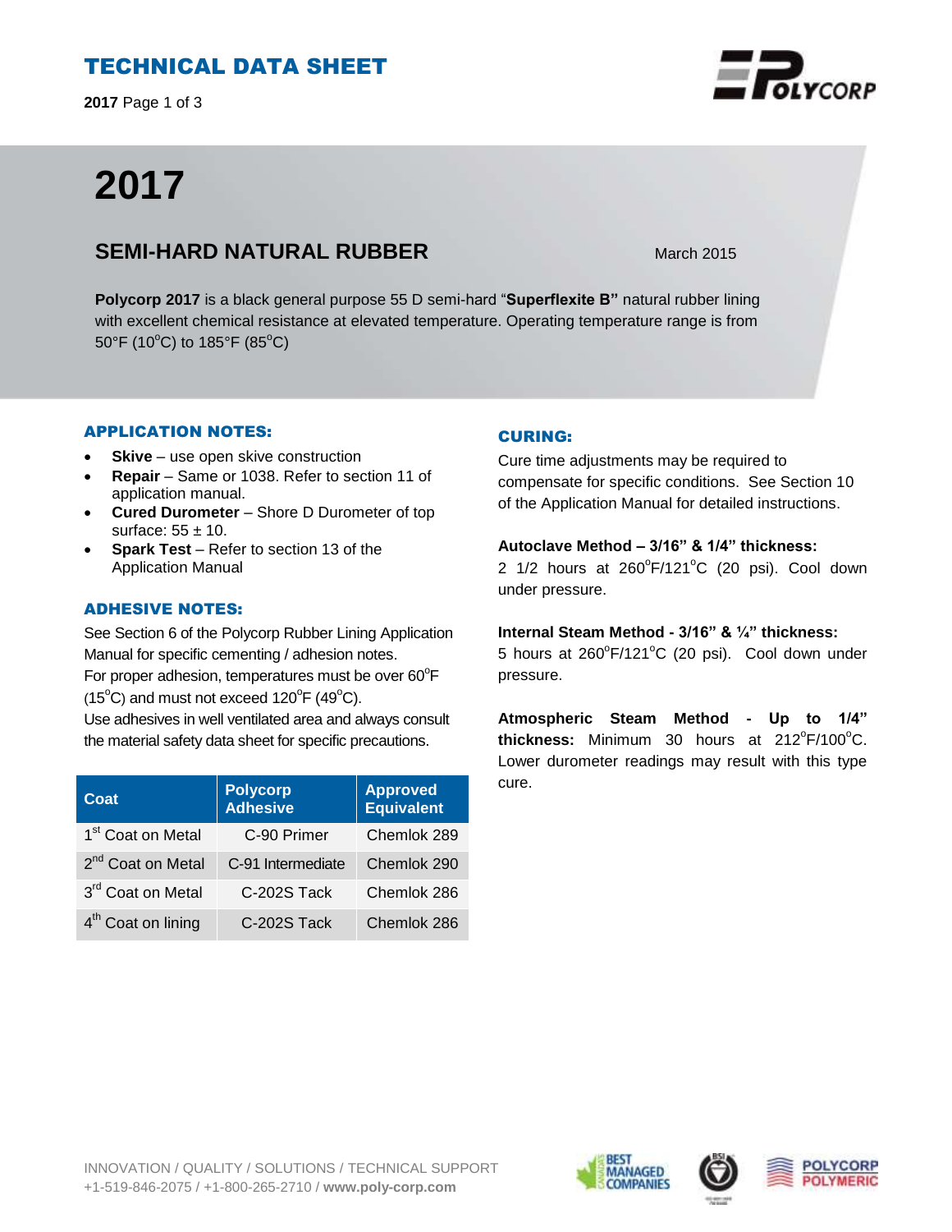# TECHNICAL DATA SHEET

# 2017

## SEMI-HARD NATURAL RUBBER

March 2015

**Polycorp 2017** is a black general purpose 55 D semi-hard "**Superflexite B"** natural rubber lining with excellent chemical resistance at elevated temperature. Operating temperature range is from 50°F (10°C) to 185°F (85°C)

### APPLICATION NOTES:

- **Skive** – use open skive construction
- **Repair** – Same or 1038. Refer to section 11 of application manual.
- **Cured Durometer** – Shore D Durometer of top surface: 55 ± 10.
- **Spark Test** – Refer to section 13 of the Application Manual

### ADHESIVE NOTES:

See Section 6 of the Polycorp Rubber Lining Application Manual for specific cementing / adhesion notes.
For proper adhesion, temperatures must be over 60°F (15°C) and must not exceed 120°F (49°C).
Use adhesives in well ventilated area and always consult the material safety data sheet for specific precautions.

| Coat | Polycorp Adhesive | Approved Equivalent |
|---|---|---|
| 1st Coat on Metal | C-90 Primer | Chemlok 289 |
| 2nd Coat on Metal | C-91 Intermediate | Chemlok 290 |
| 3rd Coat on Metal | C-202S Tack | Chemlok 286 |
| 4th Coat on lining | C-202S Tack | Chemlok 286 |

### CURING:

Cure time adjustments may be required to compensate for specific conditions. See Section 10 of the Application Manual for detailed instructions.

**Autoclave Method – 3/16" & 1/4" thickness:**
2 1/2 hours at 260°F/121°C (20 psi). Cool down under pressure.

**Internal Steam Method - 3/16" & ¼" thickness:**
5 hours at 260°F/121°C (20 psi). Cool down under pressure.

**Atmospheric Steam Method - Up to 1/4" thickness:** Minimum 30 hours at 212°F/100°C. Lower durometer readings may result with this type cure.

INNOVATION / QUALITY / SOLUTIONS / TECHNICAL SUPPORT
+1-519-846-2075 / +1-800-265-2710 / **www.poly-corp.com**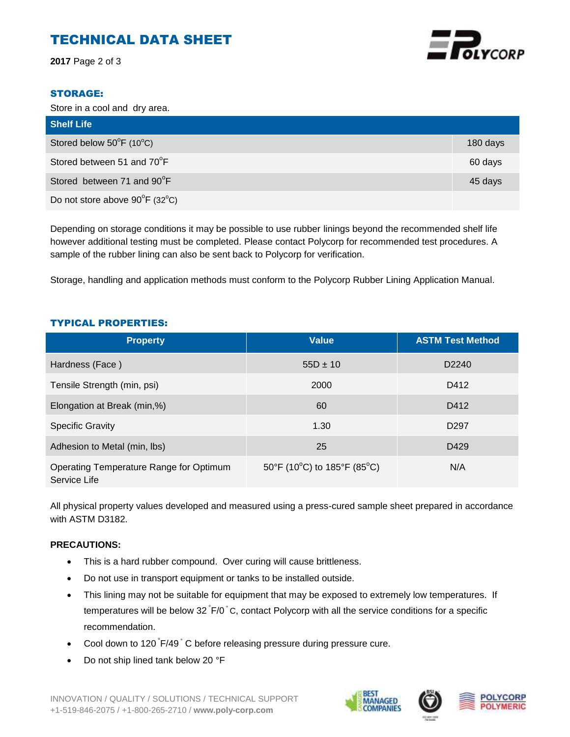## STORAGE:

Store in a cool and dry area.

| Shelf Life | |
|---|---|
| Stored below 50°F (10°C) | 180 days |
| Stored between 51 and 70°F | 60 days |
| Stored between 71 and 90°F | 45 days |
| Do not store above 90°F (32°C) | |

Depending on storage conditions it may be possible to use rubber linings beyond the recommended shelf life however additional testing must be completed. Please contact Polycorp for recommended test procedures. A sample of the rubber lining can also be sent back to Polycorp for verification.

Storage, handling and application methods must conform to the Polycorp Rubber Lining Application Manual.

## TYPICAL PROPERTIES:

| Property | Value | ASTM Test Method |
|---|---|---|
| Hardness (Face ) | 55D ± 10 | D2240 |
| Tensile Strength (min, psi) | 2000 | D412 |
| Elongation at Break (min,%) | 60 | D412 |
| Specific Gravity | 1.30 | D297 |
| Adhesion to Metal (min, lbs) | 25 | D429 |
| Operating Temperature Range for Optimum Service Life | 50°F (10°C) to 185°F (85°C) | N/A |

All physical property values developed and measured using a press-cured sample sheet prepared in accordance with ASTM D3182.

**PRECAUTIONS:**

- This is a hard rubber compound. Over curing will cause brittleness.
- Do not use in transport equipment or tanks to be installed outside.
- This lining may not be suitable for equipment that may be exposed to extremely low temperatures. If temperatures will be below 32˚F/0˚C, contact Polycorp with all the service conditions for a specific recommendation.
- Cool down to 120˚F/49˚C before releasing pressure during pressure cure.
- Do not ship lined tank below 20 °F